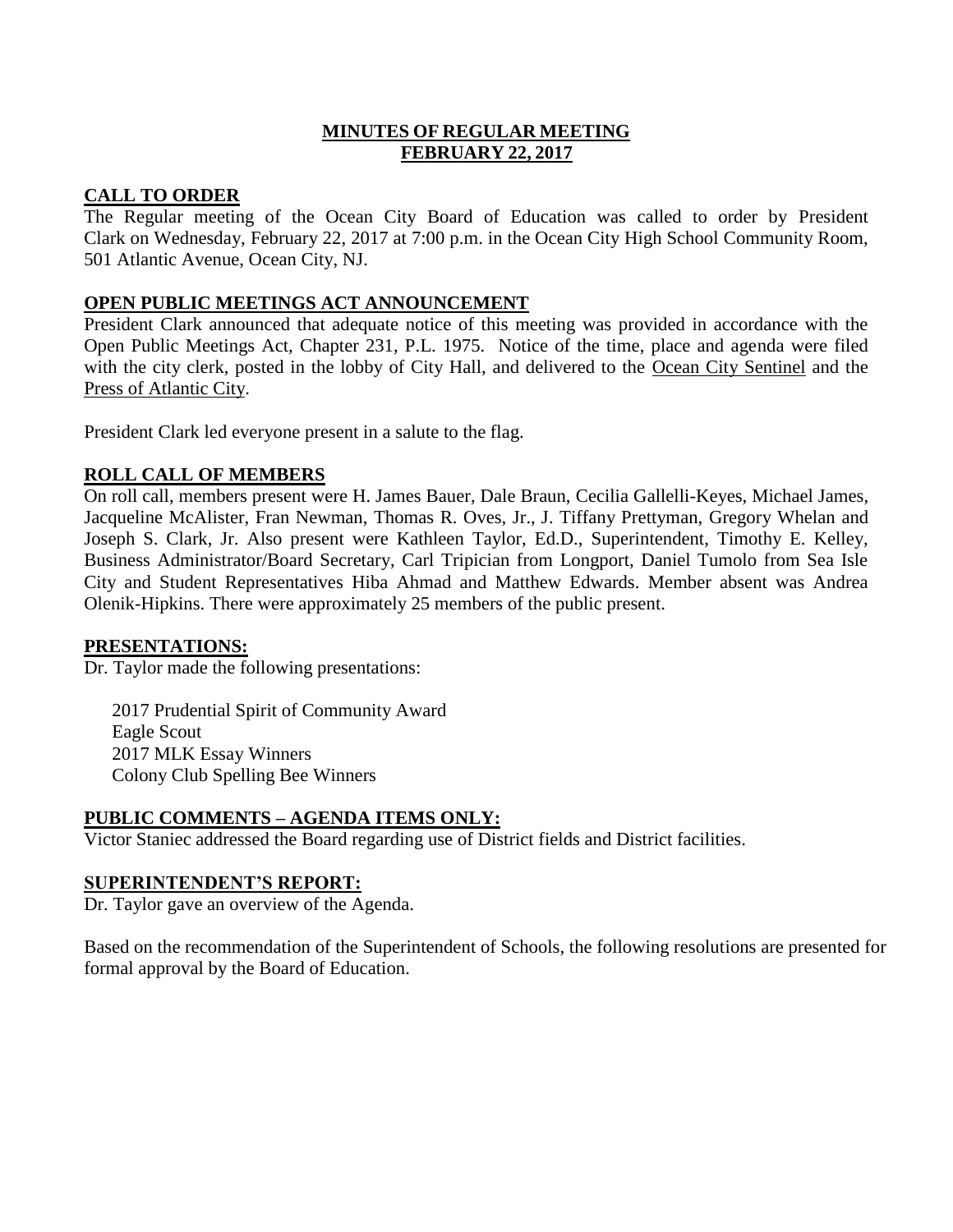# MINUTES OF REGULAR MEETING
# FEBRUARY 22, 2017

## CALL TO ORDER

The Regular meeting of the Ocean City Board of Education was called to order by President Clark on Wednesday, February 22, 2017 at 7:00 p.m. in the Ocean City High School Community Room, 501 Atlantic Avenue, Ocean City, NJ.

## OPEN PUBLIC MEETINGS ACT ANNOUNCEMENT

President Clark announced that adequate notice of this meeting was provided in accordance with the Open Public Meetings Act, Chapter 231, P.L. 1975. Notice of the time, place and agenda were filed with the city clerk, posted in the lobby of City Hall, and delivered to the Ocean City Sentinel and the Press of Atlantic City.

President Clark led everyone present in a salute to the flag.

## ROLL CALL OF MEMBERS

On roll call, members present were H. James Bauer, Dale Braun, Cecilia Gallelli-Keyes, Michael James, Jacqueline McAlister, Fran Newman, Thomas R. Oves, Jr., J. Tiffany Prettyman, Gregory Whelan and Joseph S. Clark, Jr. Also present were Kathleen Taylor, Ed.D., Superintendent, Timothy E. Kelley, Business Administrator/Board Secretary, Carl Tripician from Longport, Daniel Tumolo from Sea Isle City and Student Representatives Hiba Ahmad and Matthew Edwards. Member absent was Andrea Olenik-Hipkins. There were approximately 25 members of the public present.

## PRESENTATIONS:

Dr. Taylor made the following presentations:

2017 Prudential Spirit of Community Award
Eagle Scout
2017 MLK Essay Winners
Colony Club Spelling Bee Winners

## PUBLIC COMMENTS – AGENDA ITEMS ONLY:

Victor Staniec addressed the Board regarding use of District fields and District facilities.

## SUPERINTENDENT'S REPORT:

Dr. Taylor gave an overview of the Agenda.

Based on the recommendation of the Superintendent of Schools, the following resolutions are presented for formal approval by the Board of Education.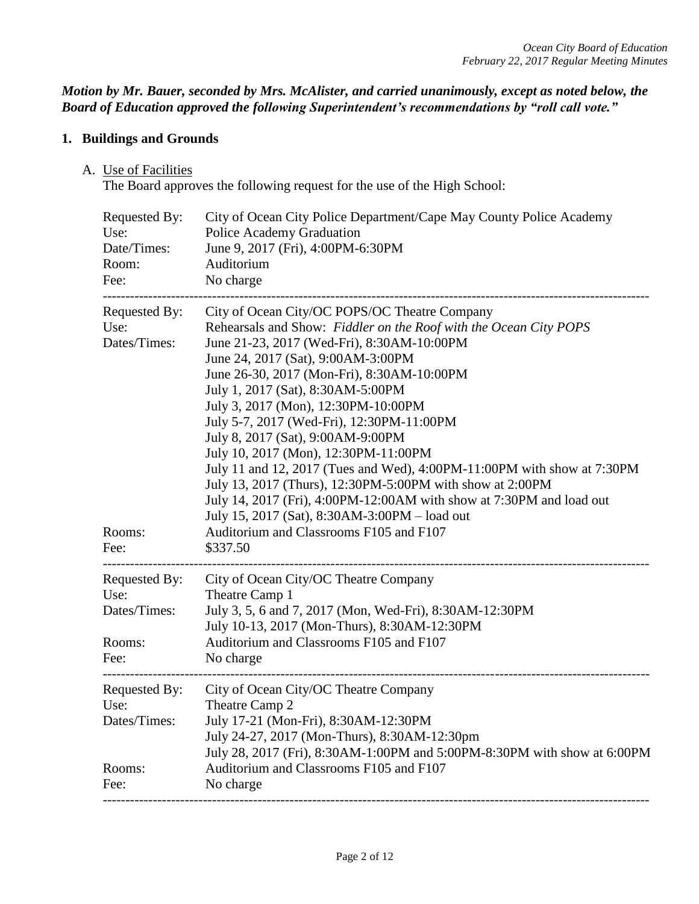***Motion by Mr. Bauer, seconded by Mrs. McAlister, and carried unanimously, except as noted below, the Board of Education approved the following Superintendent's recommendations by "roll call vote."***

## 1. Buildings and Grounds

A. Use of Facilities

The Board approves the following request for the use of the High School:

| | |
|---|---|
| Requested By: | City of Ocean City Police Department/Cape May County Police Academy |
| Use: | Police Academy Graduation |
| Date/Times: | June 9, 2017 (Fri), 4:00PM-6:30PM |
| Room: | Auditorium |
| Fee: | No charge |

---

| | |
|---|---|
| Requested By: | City of Ocean City/OC POPS/OC Theatre Company |
| Use: | Rehearsals and Show: *Fiddler on the Roof with the Ocean City POPS* |
| Dates/Times: | June 21-23, 2017 (Wed-Fri), 8:30AM-10:00PM<br>June 24, 2017 (Sat), 9:00AM-3:00PM<br>June 26-30, 2017 (Mon-Fri), 8:30AM-10:00PM<br>July 1, 2017 (Sat), 8:30AM-5:00PM<br>July 3, 2017 (Mon), 12:30PM-10:00PM<br>July 5-7, 2017 (Wed-Fri), 12:30PM-11:00PM<br>July 8, 2017 (Sat), 9:00AM-9:00PM<br>July 10, 2017 (Mon), 12:30PM-11:00PM<br>July 11 and 12, 2017 (Tues and Wed), 4:00PM-11:00PM with show at 7:30PM<br>July 13, 2017 (Thurs), 12:30PM-5:00PM with show at 2:00PM<br>July 14, 2017 (Fri), 4:00PM-12:00AM with show at 7:30PM and load out<br>July 15, 2017 (Sat), 8:30AM-3:00PM – load out |
| Rooms: | Auditorium and Classrooms F105 and F107 |
| Fee: | $337.50 |

---

| | |
|---|---|
| Requested By: | City of Ocean City/OC Theatre Company |
| Use: | Theatre Camp 1 |
| Dates/Times: | July 3, 5, 6 and 7, 2017 (Mon, Wed-Fri), 8:30AM-12:30PM<br>July 10-13, 2017 (Mon-Thurs), 8:30AM-12:30PM |
| Rooms: | Auditorium and Classrooms F105 and F107 |
| Fee: | No charge |

---

| | |
|---|---|
| Requested By: | City of Ocean City/OC Theatre Company |
| Use: | Theatre Camp 2 |
| Dates/Times: | July 17-21 (Mon-Fri), 8:30AM-12:30PM<br>July 24-27, 2017 (Mon-Thurs), 8:30AM-12:30pm<br>July 28, 2017 (Fri), 8:30AM-1:00PM and 5:00PM-8:30PM with show at 6:00PM |
| Rooms: | Auditorium and Classrooms F105 and F107 |
| Fee: | No charge |

---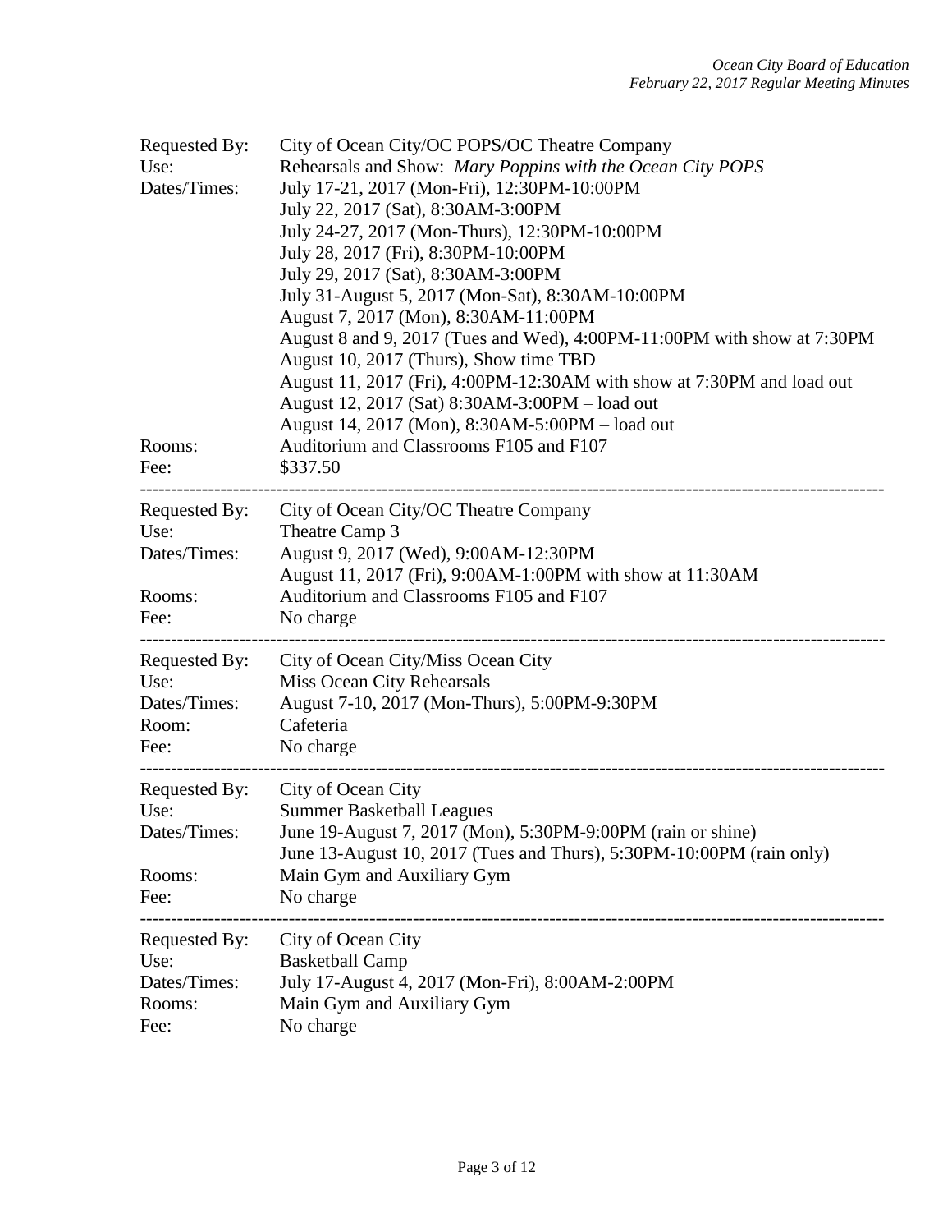Requested By: City of Ocean City/OC POPS/OC Theatre Company
Use: Rehearsals and Show: *Mary Poppins with the Ocean City POPS*
Dates/Times: July 17-21, 2017 (Mon-Fri), 12:30PM-10:00PM
July 22, 2017 (Sat), 8:30AM-3:00PM
July 24-27, 2017 (Mon-Thurs), 12:30PM-10:00PM
July 28, 2017 (Fri), 8:30PM-10:00PM
July 29, 2017 (Sat), 8:30AM-3:00PM
July 31-August 5, 2017 (Mon-Sat), 8:30AM-10:00PM
August 7, 2017 (Mon), 8:30AM-11:00PM
August 8 and 9, 2017 (Tues and Wed), 4:00PM-11:00PM with show at 7:30PM
August 10, 2017 (Thurs), Show time TBD
August 11, 2017 (Fri), 4:00PM-12:30AM with show at 7:30PM and load out
August 12, 2017 (Sat) 8:30AM-3:00PM – load out
August 14, 2017 (Mon), 8:30AM-5:00PM – load out
Rooms: Auditorium and Classrooms F105 and F107
Fee: $337.50

---

Requested By: City of Ocean City/OC Theatre Company
Use: Theatre Camp 3
Dates/Times: August 9, 2017 (Wed), 9:00AM-12:30PM
August 11, 2017 (Fri), 9:00AM-1:00PM with show at 11:30AM
Rooms: Auditorium and Classrooms F105 and F107
Fee: No charge

---

Requested By: City of Ocean City/Miss Ocean City
Use: Miss Ocean City Rehearsals
Dates/Times: August 7-10, 2017 (Mon-Thurs), 5:00PM-9:30PM
Room: Cafeteria
Fee: No charge

---

Requested By: City of Ocean City
Use: Summer Basketball Leagues
Dates/Times: June 19-August 7, 2017 (Mon), 5:30PM-9:00PM (rain or shine)
June 13-August 10, 2017 (Tues and Thurs), 5:30PM-10:00PM (rain only)
Rooms: Main Gym and Auxiliary Gym
Fee: No charge

---

Requested By: City of Ocean City
Use: Basketball Camp
Dates/Times: July 17-August 4, 2017 (Mon-Fri), 8:00AM-2:00PM
Rooms: Main Gym and Auxiliary Gym
Fee: No charge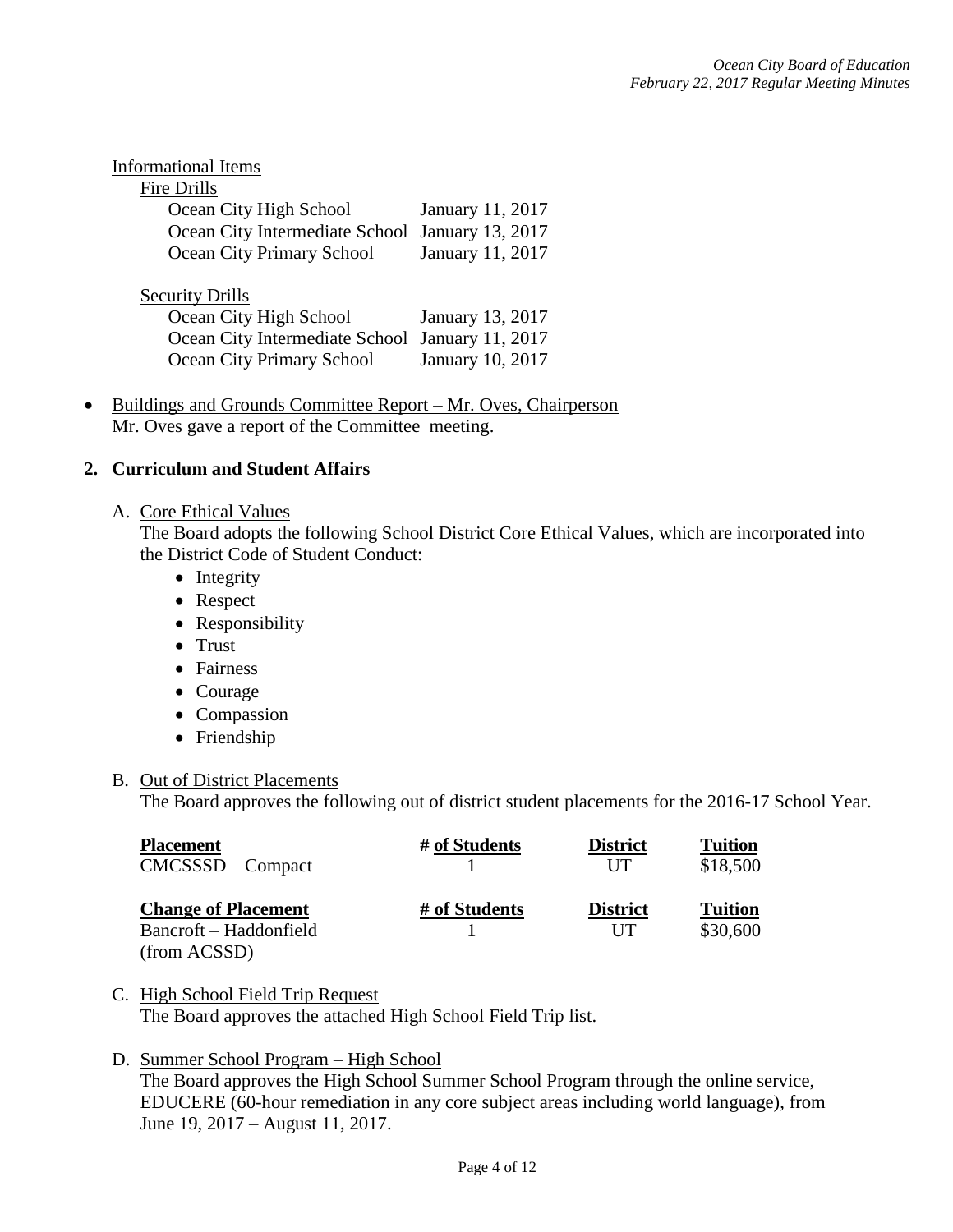Informational Items

Fire Drills

| | |
|---|---|
| Ocean City High School | January 11, 2017 |
| Ocean City Intermediate School | January 13, 2017 |
| Ocean City Primary School | January 11, 2017 |

Security Drills

| | |
|---|---|
| Ocean City High School | January 13, 2017 |
| Ocean City Intermediate School | January 11, 2017 |
| Ocean City Primary School | January 10, 2017 |

- Buildings and Grounds Committee Report – Mr. Oves, Chairperson
  Mr. Oves gave a report of the Committee meeting.

**2. Curriculum and Student Affairs**

A. Core Ethical Values
The Board adopts the following School District Core Ethical Values, which are incorporated into the District Code of Student Conduct:

- Integrity
- Respect
- Responsibility
- Trust
- Fairness
- Courage
- Compassion
- Friendship

B. Out of District Placements
The Board approves the following out of district student placements for the 2016-17 School Year.

| **Placement** | **# of Students** | **District** | **Tuition** |
|---|---|---|---|
| CMCSSSD – Compact | 1 | UT | \$18,500 |

| **Change of Placement** | **# of Students** | **District** | **Tuition** |
|---|---|---|---|
| Bancroft – Haddonfield (from ACSSD) | 1 | UT | \$30,600 |

C. High School Field Trip Request
The Board approves the attached High School Field Trip list.

D. Summer School Program – High School
The Board approves the High School Summer School Program through the online service, EDUCERE (60-hour remediation in any core subject areas including world language), from June 19, 2017 – August 11, 2017.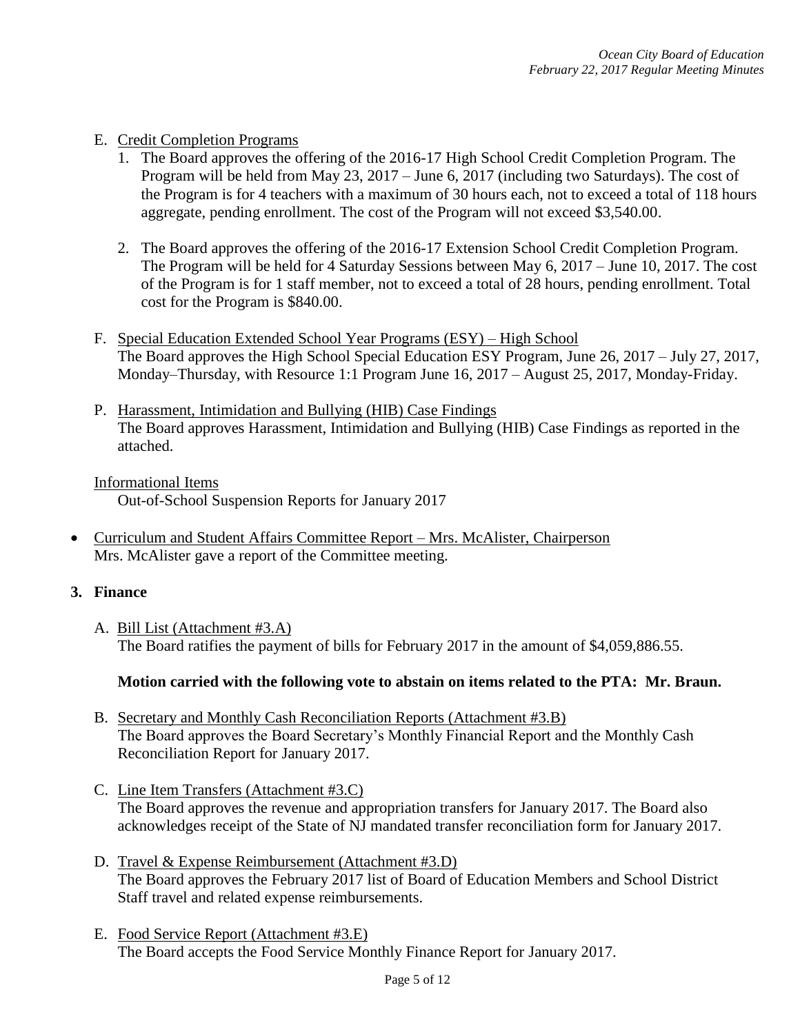E. Credit Completion Programs

1. The Board approves the offering of the 2016-17 High School Credit Completion Program. The Program will be held from May 23, 2017 – June 6, 2017 (including two Saturdays). The cost of the Program is for 4 teachers with a maximum of 30 hours each, not to exceed a total of 118 hours aggregate, pending enrollment. The cost of the Program will not exceed $3,540.00.

2. The Board approves the offering of the 2016-17 Extension School Credit Completion Program. The Program will be held for 4 Saturday Sessions between May 6, 2017 – June 10, 2017. The cost of the Program is for 1 staff member, not to exceed a total of 28 hours, pending enrollment. Total cost for the Program is $840.00.

F. Special Education Extended School Year Programs (ESY) – High School
The Board approves the High School Special Education ESY Program, June 26, 2017 – July 27, 2017, Monday–Thursday, with Resource 1:1 Program June 16, 2017 – August 25, 2017, Monday-Friday.

P. Harassment, Intimidation and Bullying (HIB) Case Findings
The Board approves Harassment, Intimidation and Bullying (HIB) Case Findings as reported in the attached.

Informational Items
Out-of-School Suspension Reports for January 2017

- Curriculum and Student Affairs Committee Report – Mrs. McAlister, Chairperson
Mrs. McAlister gave a report of the Committee meeting.

**3. Finance**

A. Bill List (Attachment #3.A)
The Board ratifies the payment of bills for February 2017 in the amount of $4,059,886.55.

**Motion carried with the following vote to abstain on items related to the PTA: Mr. Braun.**

B. Secretary and Monthly Cash Reconciliation Reports (Attachment #3.B)
The Board approves the Board Secretary's Monthly Financial Report and the Monthly Cash Reconciliation Report for January 2017.

C. Line Item Transfers (Attachment #3.C)
The Board approves the revenue and appropriation transfers for January 2017. The Board also acknowledges receipt of the State of NJ mandated transfer reconciliation form for January 2017.

D. Travel & Expense Reimbursement (Attachment #3.D)
The Board approves the February 2017 list of Board of Education Members and School District Staff travel and related expense reimbursements.

E. Food Service Report (Attachment #3.E)
The Board accepts the Food Service Monthly Finance Report for January 2017.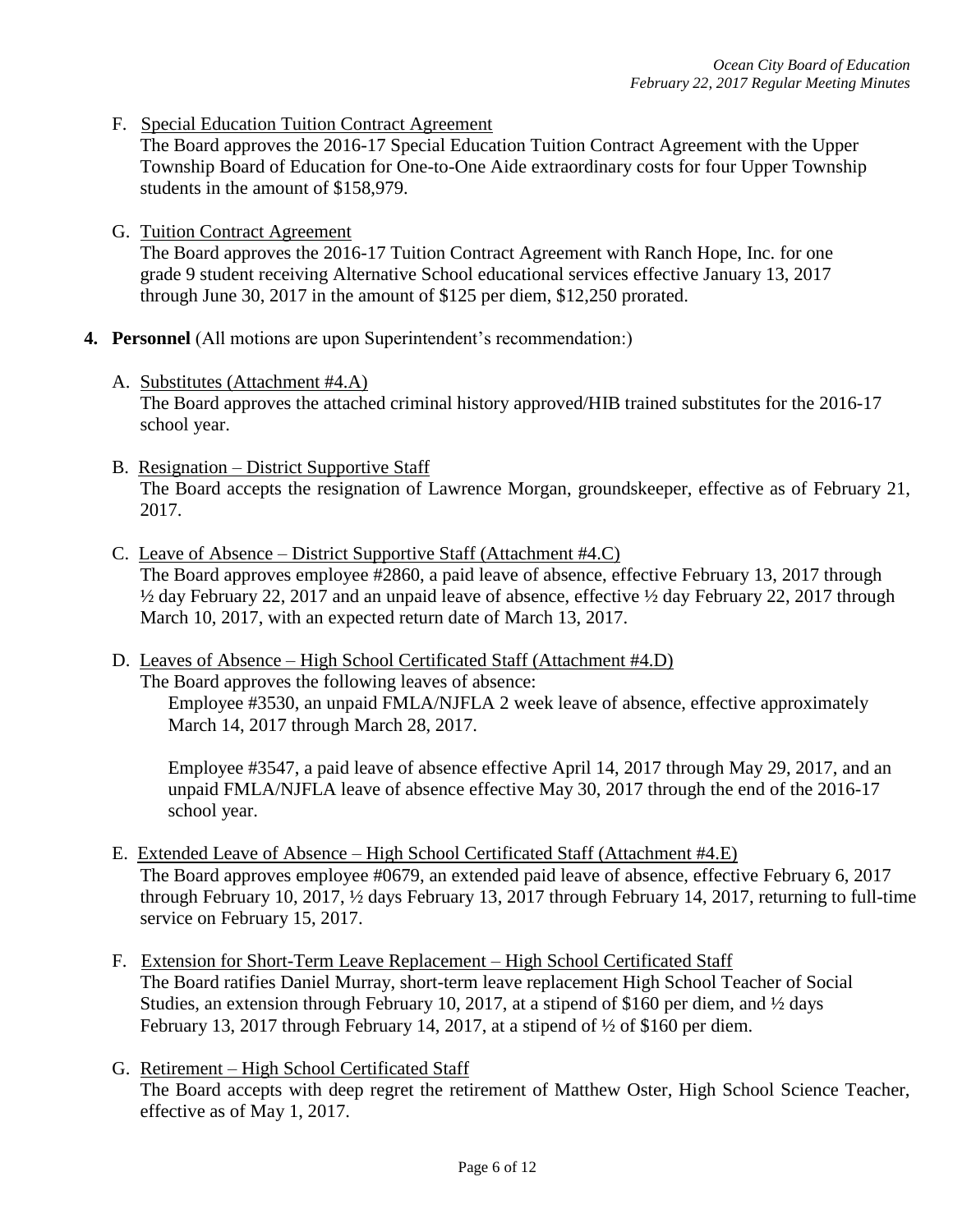F. <u>Special Education Tuition Contract Agreement</u>
The Board approves the 2016-17 Special Education Tuition Contract Agreement with the Upper Township Board of Education for One-to-One Aide extraordinary costs for four Upper Township students in the amount of $158,979.

G. <u>Tuition Contract Agreement</u>
The Board approves the 2016-17 Tuition Contract Agreement with Ranch Hope, Inc. for one grade 9 student receiving Alternative School educational services effective January 13, 2017 through June 30, 2017 in the amount of $125 per diem, $12,250 prorated.

**4. Personnel** (All motions are upon Superintendent's recommendation:)

A. <u>Substitutes (Attachment #4.A)</u>
The Board approves the attached criminal history approved/HIB trained substitutes for the 2016-17 school year.

B. <u>Resignation – District Supportive Staff</u>
The Board accepts the resignation of Lawrence Morgan, groundskeeper, effective as of February 21, 2017.

C. <u>Leave of Absence – District Supportive Staff (Attachment #4.C)</u>
The Board approves employee #2860, a paid leave of absence, effective February 13, 2017 through ½ day February 22, 2017 and an unpaid leave of absence, effective ½ day February 22, 2017 through March 10, 2017, with an expected return date of March 13, 2017.

D. <u>Leaves of Absence – High School Certificated Staff (Attachment #4.D)</u>
The Board approves the following leaves of absence:

Employee #3530, an unpaid FMLA/NJFLA 2 week leave of absence, effective approximately March 14, 2017 through March 28, 2017.

Employee #3547, a paid leave of absence effective April 14, 2017 through May 29, 2017, and an unpaid FMLA/NJFLA leave of absence effective May 30, 2017 through the end of the 2016-17 school year.

E. <u>Extended Leave of Absence – High School Certificated Staff (Attachment #4.E)</u>
The Board approves employee #0679, an extended paid leave of absence, effective February 6, 2017 through February 10, 2017, ½ days February 13, 2017 through February 14, 2017, returning to full-time service on February 15, 2017.

F. <u>Extension for Short-Term Leave Replacement – High School Certificated Staff</u>
The Board ratifies Daniel Murray, short-term leave replacement High School Teacher of Social Studies, an extension through February 10, 2017, at a stipend of $160 per diem, and ½ days February 13, 2017 through February 14, 2017, at a stipend of ½ of $160 per diem.

G. <u>Retirement – High School Certificated Staff</u>
The Board accepts with deep regret the retirement of Matthew Oster, High School Science Teacher, effective as of May 1, 2017.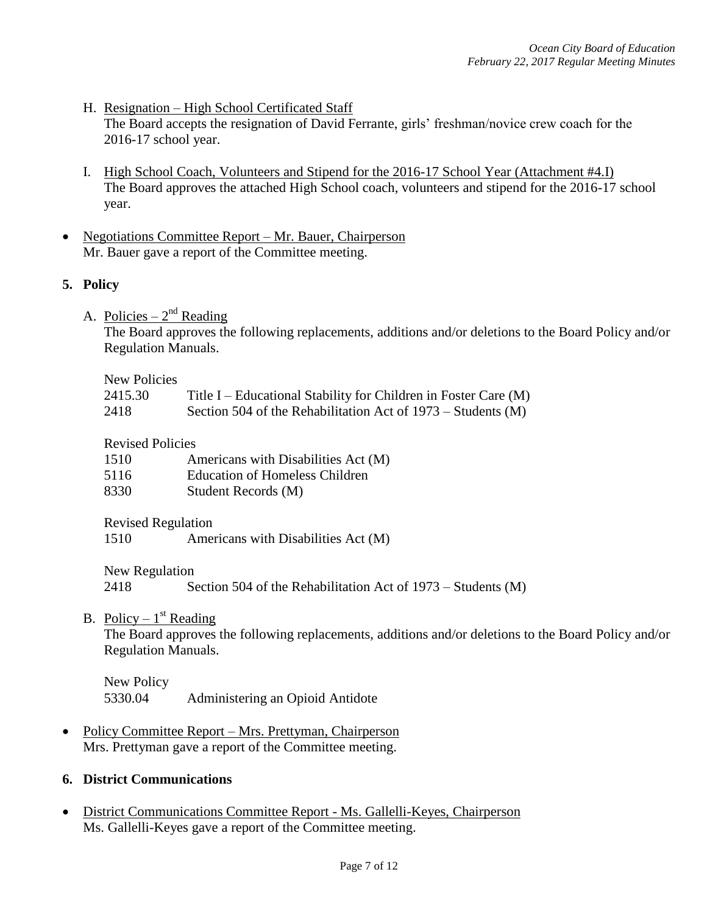H. <u>Resignation – High School Certificated Staff</u>
The Board accepts the resignation of David Ferrante, girls' freshman/novice crew coach for the 2016-17 school year.

I. <u>High School Coach, Volunteers and Stipend for the 2016-17 School Year (Attachment #4.I)</u>
The Board approves the attached High School coach, volunteers and stipend for the 2016-17 school year.

- <u>Negotiations Committee Report – Mr. Bauer, Chairperson</u>
Mr. Bauer gave a report of the Committee meeting.

**5. Policy**

A. <u>Policies – 2nd Reading</u>
The Board approves the following replacements, additions and/or deletions to the Board Policy and/or Regulation Manuals.

New Policies
2415.30 Title I – Educational Stability for Children in Foster Care (M)
2418 Section 504 of the Rehabilitation Act of 1973 – Students (M)

Revised Policies
1510 Americans with Disabilities Act (M)
5116 Education of Homeless Children
8330 Student Records (M)

Revised Regulation
1510 Americans with Disabilities Act (M)

New Regulation
2418 Section 504 of the Rehabilitation Act of 1973 – Students (M)

B. <u>Policy – 1st Reading</u>
The Board approves the following replacements, additions and/or deletions to the Board Policy and/or Regulation Manuals.

New Policy
5330.04 Administering an Opioid Antidote

- <u>Policy Committee Report – Mrs. Prettyman, Chairperson</u>
Mrs. Prettyman gave a report of the Committee meeting.

**6. District Communications**

- <u>District Communications Committee Report - Ms. Gallelli-Keyes, Chairperson</u>
Ms. Gallelli-Keyes gave a report of the Committee meeting.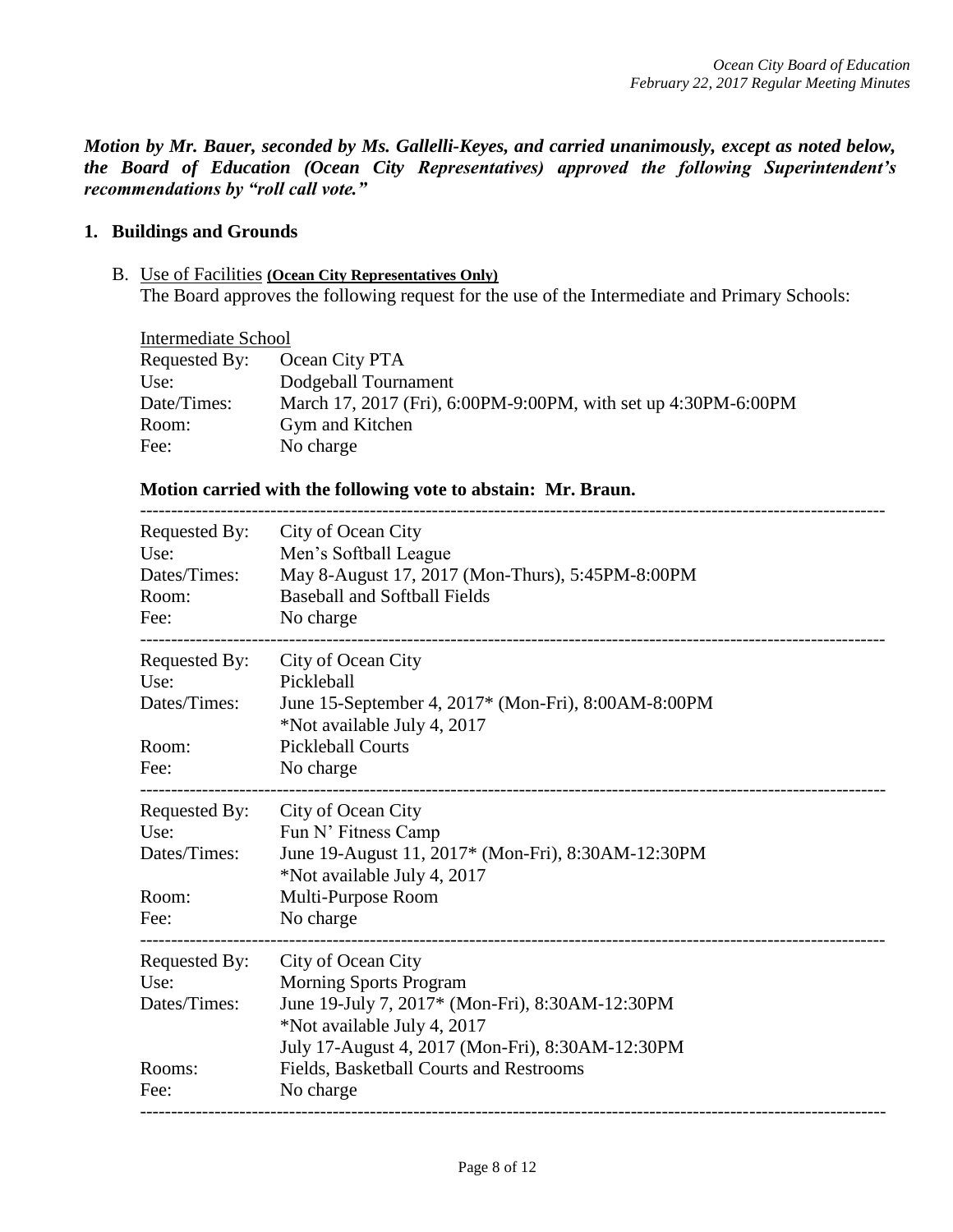***Motion by Mr. Bauer, seconded by Ms. Gallelli-Keyes, and carried unanimously, except as noted below, the Board of Education (Ocean City Representatives) approved the following Superintendent's recommendations by "roll call vote."***

## 1. Buildings and Grounds

B. Use of Facilities **(Ocean City Representatives Only)**

The Board approves the following request for the use of the Intermediate and Primary Schools:

Intermediate School

| | |
|---|---|
| Requested By: | Ocean City PTA |
| Use: | Dodgeball Tournament |
| Date/Times: | March 17, 2017 (Fri), 6:00PM-9:00PM, with set up 4:30PM-6:00PM |
| Room: | Gym and Kitchen |
| Fee: | No charge |

**Motion carried with the following vote to abstain: Mr. Braun.**

---

| | |
|---|---|
| Requested By: | City of Ocean City |
| Use: | Men's Softball League |
| Dates/Times: | May 8-August 17, 2017 (Mon-Thurs), 5:45PM-8:00PM |
| Room: | Baseball and Softball Fields |
| Fee: | No charge |

---

| | |
|---|---|
| Requested By: | City of Ocean City |
| Use: | Pickleball |
| Dates/Times: | June 15-September 4, 2017* (Mon-Fri), 8:00AM-8:00PM<br>*Not available July 4, 2017 |
| Room: | Pickleball Courts |
| Fee: | No charge |

---

| | |
|---|---|
| Requested By: | City of Ocean City |
| Use: | Fun N' Fitness Camp |
| Dates/Times: | June 19-August 11, 2017* (Mon-Fri), 8:30AM-12:30PM<br>*Not available July 4, 2017 |
| Room: | Multi-Purpose Room |
| Fee: | No charge |

---

| | |
|---|---|
| Requested By: | City of Ocean City |
| Use: | Morning Sports Program |
| Dates/Times: | June 19-July 7, 2017* (Mon-Fri), 8:30AM-12:30PM<br>*Not available July 4, 2017<br>July 17-August 4, 2017 (Mon-Fri), 8:30AM-12:30PM |
| Rooms: | Fields, Basketball Courts and Restrooms |
| Fee: | No charge |

---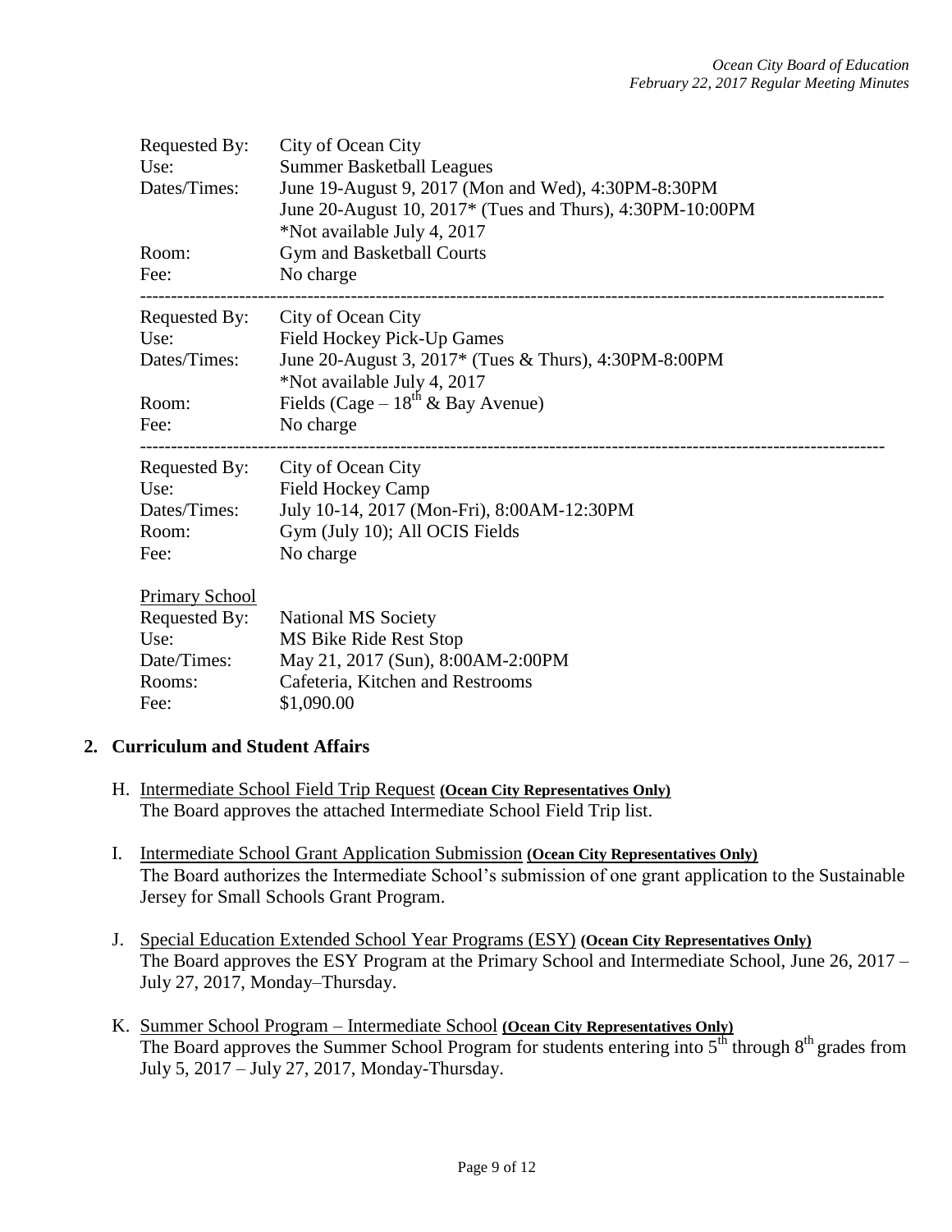Requested By: City of Ocean City
Use: Summer Basketball Leagues
Dates/Times: June 19-August 9, 2017 (Mon and Wed), 4:30PM-8:30PM
June 20-August 10, 2017* (Tues and Thurs), 4:30PM-10:00PM
*Not available July 4, 2017
Room: Gym and Basketball Courts
Fee: No charge

---

Requested By: City of Ocean City
Use: Field Hockey Pick-Up Games
Dates/Times: June 20-August 3, 2017* (Tues & Thurs), 4:30PM-8:00PM
*Not available July 4, 2017
Room: Fields (Cage – 18th & Bay Avenue)
Fee: No charge

---

Requested By: City of Ocean City
Use: Field Hockey Camp
Dates/Times: July 10-14, 2017 (Mon-Fri), 8:00AM-12:30PM
Room: Gym (July 10); All OCIS Fields
Fee: No charge

Primary School
Requested By: National MS Society
Use: MS Bike Ride Rest Stop
Date/Times: May 21, 2017 (Sun), 8:00AM-2:00PM
Rooms: Cafeteria, Kitchen and Restrooms
Fee: $1,090.00

## 2. Curriculum and Student Affairs

H. Intermediate School Field Trip Request **(Ocean City Representatives Only)**
The Board approves the attached Intermediate School Field Trip list.

I. Intermediate School Grant Application Submission **(Ocean City Representatives Only)**
The Board authorizes the Intermediate School's submission of one grant application to the Sustainable Jersey for Small Schools Grant Program.

J. Special Education Extended School Year Programs (ESY) **(Ocean City Representatives Only)**
The Board approves the ESY Program at the Primary School and Intermediate School, June 26, 2017 – July 27, 2017, Monday–Thursday.

K. Summer School Program – Intermediate School **(Ocean City Representatives Only)**
The Board approves the Summer School Program for students entering into 5th through 8th grades from July 5, 2017 – July 27, 2017, Monday-Thursday.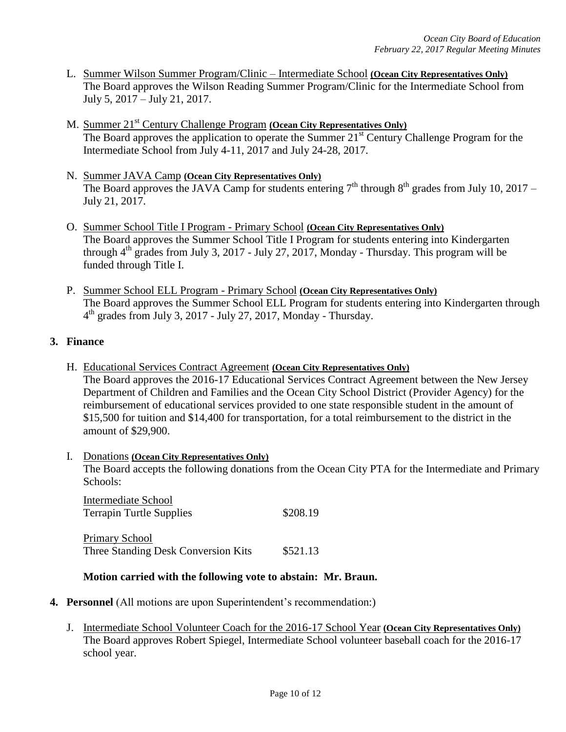L. Summer Wilson Summer Program/Clinic – Intermediate School **(Ocean City Representatives Only)**
The Board approves the Wilson Reading Summer Program/Clinic for the Intermediate School from July 5, 2017 – July 21, 2017.

M. Summer 21st Century Challenge Program **(Ocean City Representatives Only)**
The Board approves the application to operate the Summer 21st Century Challenge Program for the Intermediate School from July 4-11, 2017 and July 24-28, 2017.

N. Summer JAVA Camp **(Ocean City Representatives Only)**
The Board approves the JAVA Camp for students entering 7th through 8th grades from July 10, 2017 – July 21, 2017.

O. Summer School Title I Program - Primary School **(Ocean City Representatives Only)**
The Board approves the Summer School Title I Program for students entering into Kindergarten through 4th grades from July 3, 2017 - July 27, 2017, Monday - Thursday. This program will be funded through Title I.

P. Summer School ELL Program - Primary School **(Ocean City Representatives Only)**
The Board approves the Summer School ELL Program for students entering into Kindergarten through 4th grades from July 3, 2017 - July 27, 2017, Monday - Thursday.

**3. Finance**

H. Educational Services Contract Agreement **(Ocean City Representatives Only)**
The Board approves the 2016-17 Educational Services Contract Agreement between the New Jersey Department of Children and Families and the Ocean City School District (Provider Agency) for the reimbursement of educational services provided to one state responsible student in the amount of $15,500 for tuition and $14,400 for transportation, for a total reimbursement to the district in the amount of $29,900.

I. Donations **(Ocean City Representatives Only)**
The Board accepts the following donations from the Ocean City PTA for the Intermediate and Primary Schools:

Intermediate School
Terrapin Turtle Supplies $208.19

Primary School
Three Standing Desk Conversion Kits $521.13

**Motion carried with the following vote to abstain: Mr. Braun.**

**4. Personnel** (All motions are upon Superintendent's recommendation:)

J. Intermediate School Volunteer Coach for the 2016-17 School Year **(Ocean City Representatives Only)**
The Board approves Robert Spiegel, Intermediate School volunteer baseball coach for the 2016-17 school year.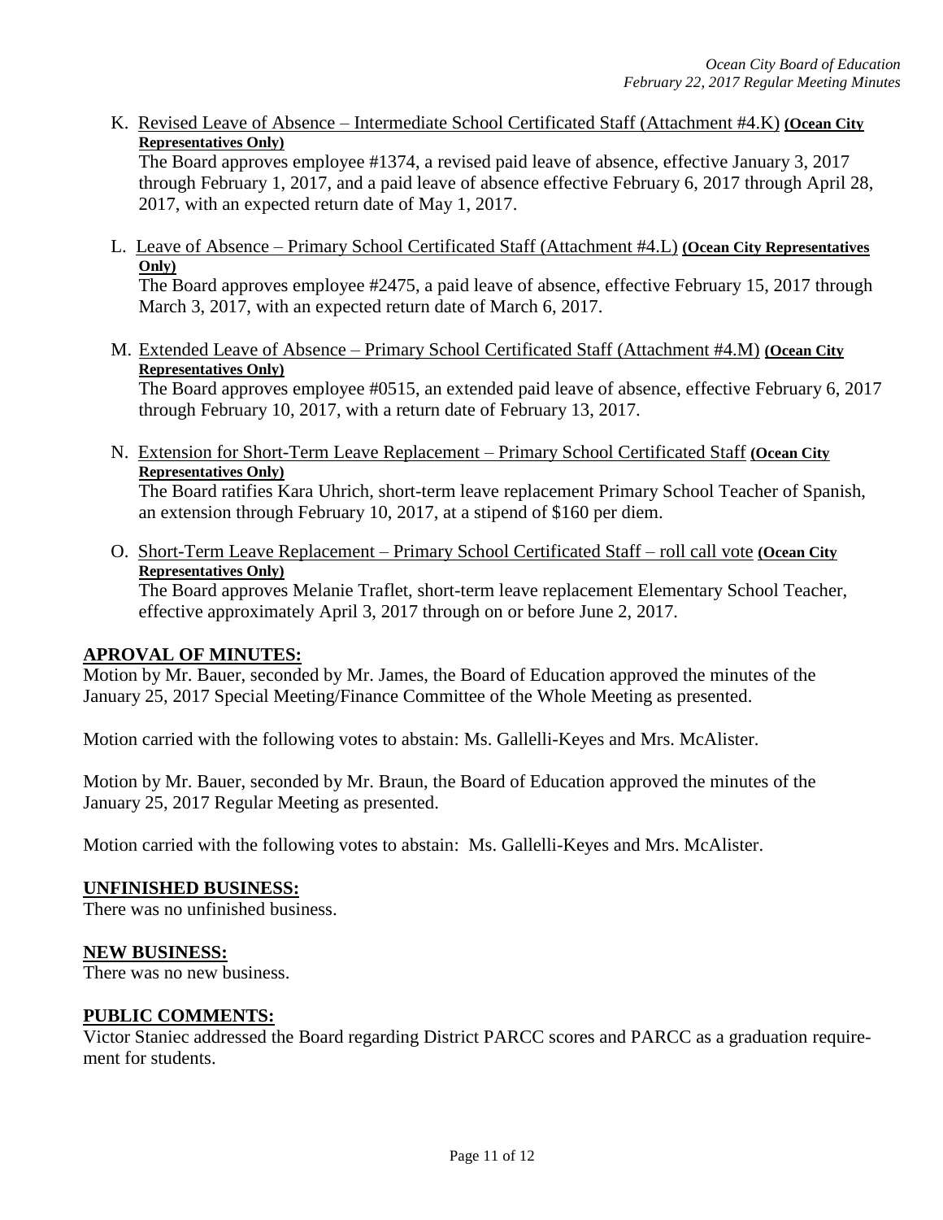K. <u>Revised Leave of Absence – Intermediate School Certificated Staff (Attachment #4.K)</u> **(Ocean City Representatives Only)**
The Board approves employee #1374, a revised paid leave of absence, effective January 3, 2017 through February 1, 2017, and a paid leave of absence effective February 6, 2017 through April 28, 2017, with an expected return date of May 1, 2017.

L. <u>Leave of Absence – Primary School Certificated Staff (Attachment #4.L)</u> **(Ocean City Representatives Only)**
The Board approves employee #2475, a paid leave of absence, effective February 15, 2017 through March 3, 2017, with an expected return date of March 6, 2017.

M. <u>Extended Leave of Absence – Primary School Certificated Staff (Attachment #4.M)</u> **(Ocean City Representatives Only)**
The Board approves employee #0515, an extended paid leave of absence, effective February 6, 2017 through February 10, 2017, with a return date of February 13, 2017.

N. <u>Extension for Short-Term Leave Replacement – Primary School Certificated Staff</u> **(Ocean City Representatives Only)**
The Board ratifies Kara Uhrich, short-term leave replacement Primary School Teacher of Spanish, an extension through February 10, 2017, at a stipend of $160 per diem.

O. <u>Short-Term Leave Replacement – Primary School Certificated Staff – roll call vote</u> **(Ocean City Representatives Only)**
The Board approves Melanie Traflet, short-term leave replacement Elementary School Teacher, effective approximately April 3, 2017 through on or before June 2, 2017.

## APROVAL OF MINUTES:

Motion by Mr. Bauer, seconded by Mr. James, the Board of Education approved the minutes of the January 25, 2017 Special Meeting/Finance Committee of the Whole Meeting as presented.

Motion carried with the following votes to abstain: Ms. Gallelli-Keyes and Mrs. McAlister.

Motion by Mr. Bauer, seconded by Mr. Braun, the Board of Education approved the minutes of the January 25, 2017 Regular Meeting as presented.

Motion carried with the following votes to abstain: Ms. Gallelli-Keyes and Mrs. McAlister.

## UNFINISHED BUSINESS:

There was no unfinished business.

## NEW BUSINESS:

There was no new business.

## PUBLIC COMMENTS:

Victor Staniec addressed the Board regarding District PARCC scores and PARCC as a graduation requirement for students.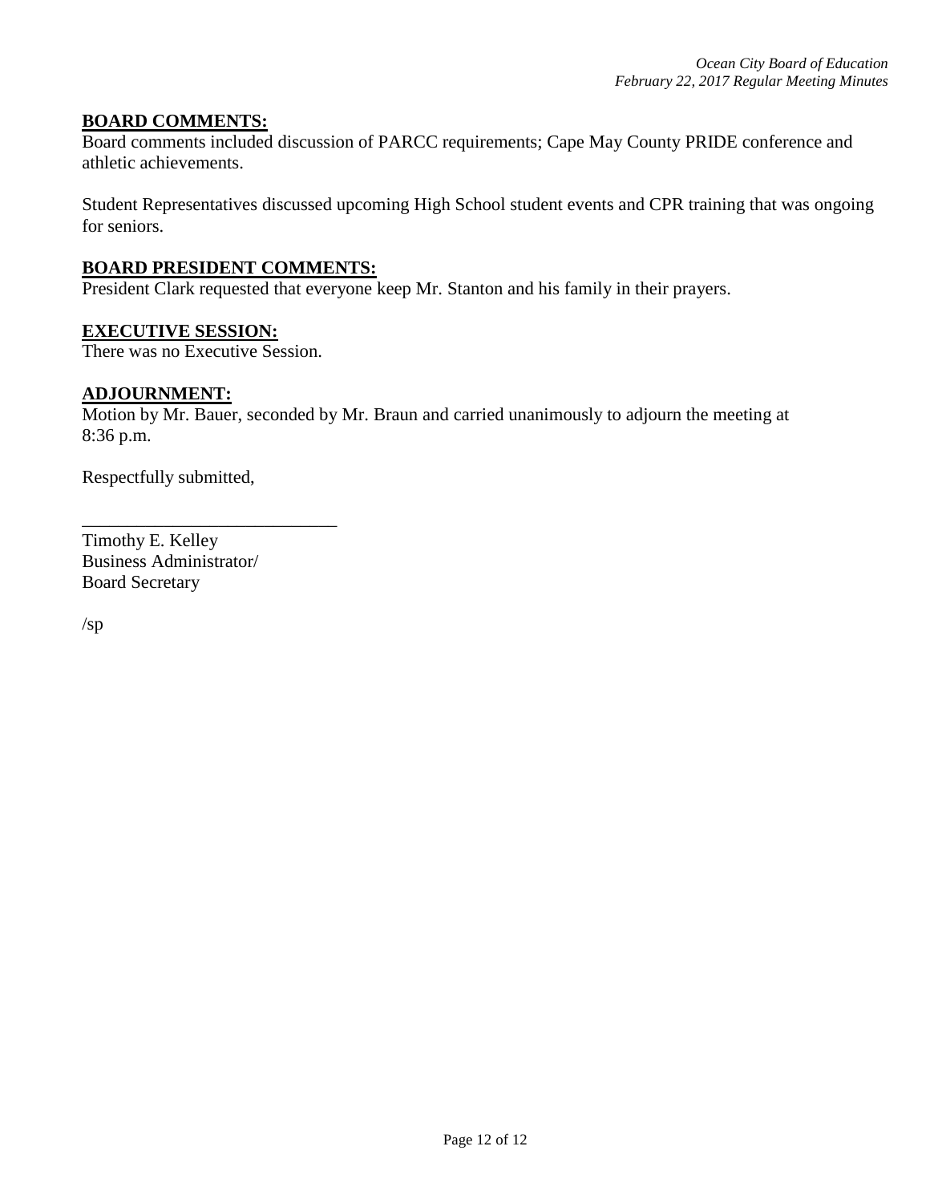**BOARD COMMENTS:**

Board comments included discussion of PARCC requirements; Cape May County PRIDE conference and athletic achievements.

Student Representatives discussed upcoming High School student events and CPR training that was ongoing for seniors.

**BOARD PRESIDENT COMMENTS:**

President Clark requested that everyone keep Mr. Stanton and his family in their prayers.

**EXECUTIVE SESSION:**

There was no Executive Session.

**ADJOURNMENT:**

Motion by Mr. Bauer, seconded by Mr. Braun and carried unanimously to adjourn the meeting at 8:36 p.m.

Respectfully submitted,

\_\_\_\_\_\_\_\_\_\_\_\_\_\_\_\_\_\_\_\_\_\_\_\_\_\_\_\_

Timothy E. Kelley
Business Administrator/
Board Secretary

/sp